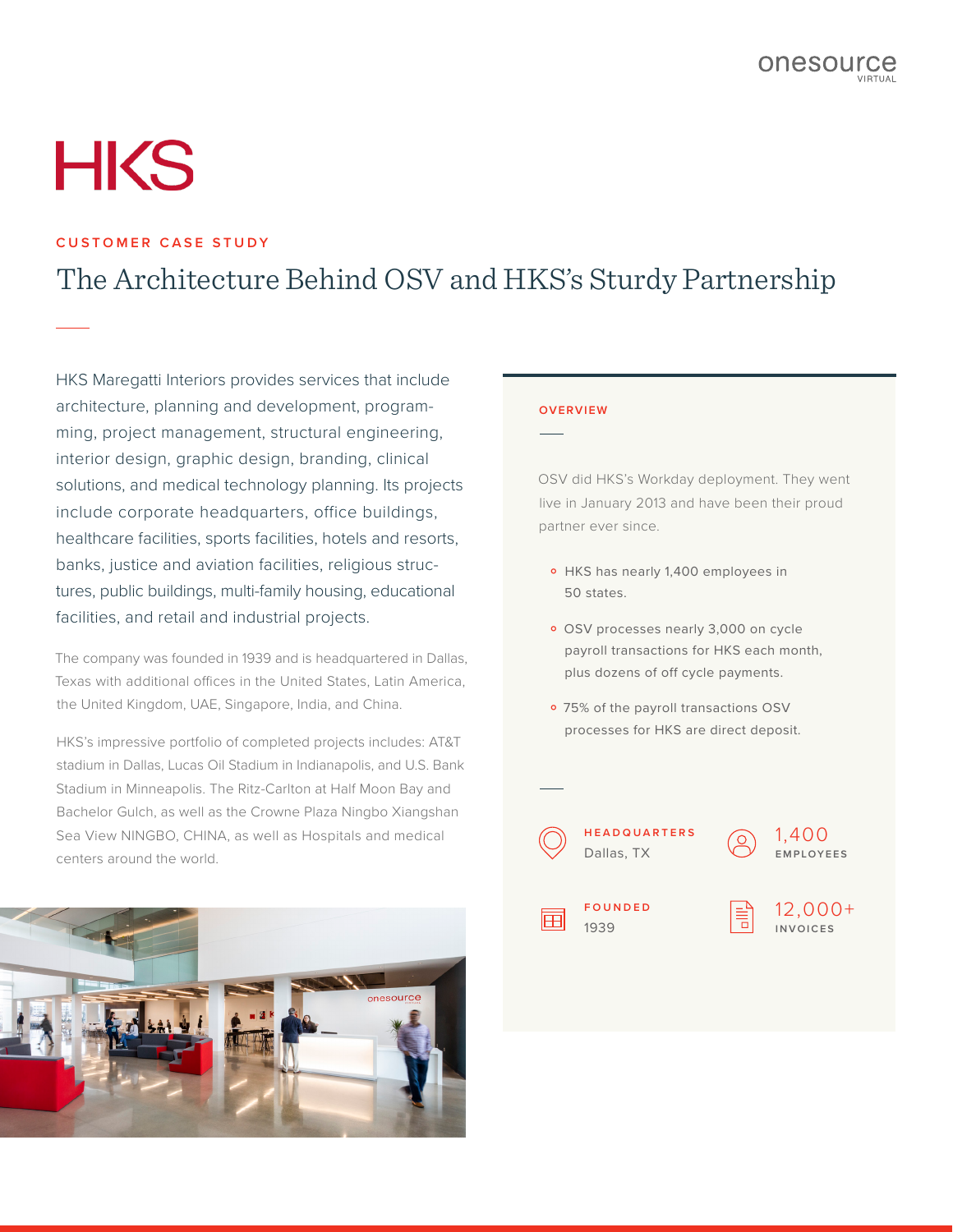onesource VIRTUAL

# HKS

CUSTOMER CASE STUDY

## The Architecture Behind OSV and HKS's Sturdy Partnership

HKS Maregatti Interiors provides services that include architecture, planning and development, programming, project management, structural engineering, interior design, graphic design, branding, clinical solutions, and medical technology planning. Its projects include corporate headquarters, office buildings, healthcare facilities, sports facilities, hotels and resorts, banks, justice and aviation facilities, religious structures, public buildings, multi-family housing, educational facilities, and retail and industrial projects.

The company was founded in 1939 and is headquartered in Dallas, Texas with additional offices in the United States, Latin America, the United Kingdom, UAE, Singapore, India, and China.

HKS's impressive portfolio of completed projects includes: AT&T stadium in Dallas, Lucas Oil Stadium in Indianapolis, and U.S. Bank Stadium in Minneapolis. The Ritz-Carlton at Half Moon Bay and Bachelor Gulch, as well as the Crowne Plaza Ningbo Xiangshan Sea View NINGBO, CHINA, as well as Hospitals and medical centers around the world.

### OVERVIEW

OSV did HKS's Workday deployment. They went live in January 2013 and have been their proud partner ever since.

- HKS has nearly 1,400 employees in 50 states.
- OSV processes nearly 3,000 on cycle payroll transactions for HKS each month, plus dozens of off cycle payments.
- 75% of the payroll transactions OSV processes for HKS are direct deposit.

**HEADQUARTERS**
Dallas, TX

**1,400**
EMPLOYEES

**FOUNDED**
1939

**12,000+**
INVOICES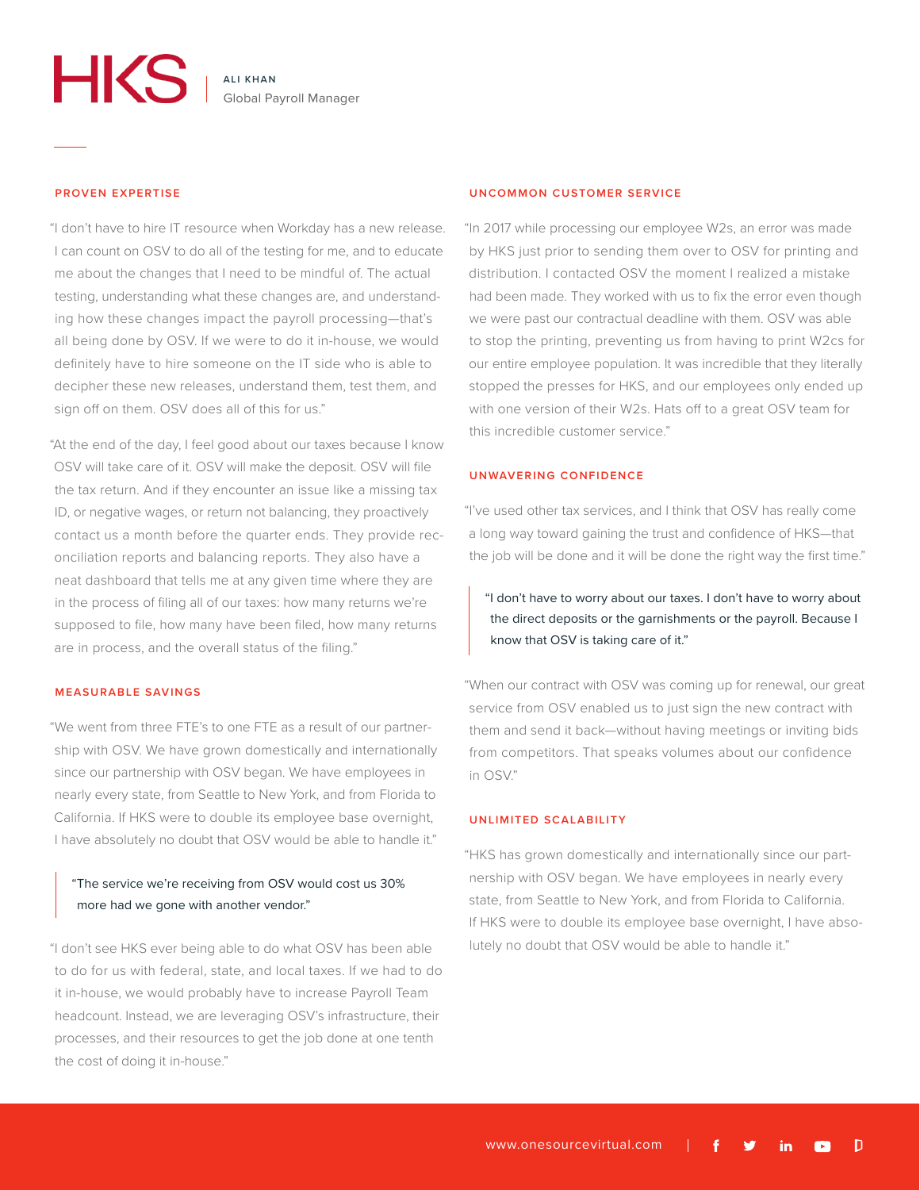HKS | **ALI KHAN**
Global Payroll Manager

### PROVEN EXPERTISE

"I don't have to hire IT resource when Workday has a new release. I can count on OSV to do all of the testing for me, and to educate me about the changes that I need to be mindful of. The actual testing, understanding what these changes are, and understanding how these changes impact the payroll processing—that's all being done by OSV. If we were to do it in-house, we would definitely have to hire someone on the IT side who is able to decipher these new releases, understand them, test them, and sign off on them. OSV does all of this for us."

"At the end of the day, I feel good about our taxes because I know OSV will take care of it. OSV will make the deposit. OSV will file the tax return. And if they encounter an issue like a missing tax ID, or negative wages, or return not balancing, they proactively contact us a month before the quarter ends. They provide reconciliation reports and balancing reports. They also have a neat dashboard that tells me at any given time where they are in the process of filing all of our taxes: how many returns we're supposed to file, how many have been filed, how many returns are in process, and the overall status of the filing."

### MEASURABLE SAVINGS

"We went from three FTE's to one FTE as a result of our partnership with OSV. We have grown domestically and internationally since our partnership with OSV began. We have employees in nearly every state, from Seattle to New York, and from Florida to California. If HKS were to double its employee base overnight, I have absolutely no doubt that OSV would be able to handle it."

> "The service we're receiving from OSV would cost us 30% more had we gone with another vendor."

"I don't see HKS ever being able to do what OSV has been able to do for us with federal, state, and local taxes. If we had to do it in-house, we would probably have to increase Payroll Team headcount. Instead, we are leveraging OSV's infrastructure, their processes, and their resources to get the job done at one tenth the cost of doing it in-house."

### UNCOMMON CUSTOMER SERVICE

"In 2017 while processing our employee W2s, an error was made by HKS just prior to sending them over to OSV for printing and distribution. I contacted OSV the moment I realized a mistake had been made. They worked with us to fix the error even though we were past our contractual deadline with them. OSV was able to stop the printing, preventing us from having to print W2cs for our entire employee population. It was incredible that they literally stopped the presses for HKS, and our employees only ended up with one version of their W2s. Hats off to a great OSV team for this incredible customer service."

### UNWAVERING CONFIDENCE

"I've used other tax services, and I think that OSV has really come a long way toward gaining the trust and confidence of HKS—that the job will be done and it will be done the right way the first time."

> "I don't have to worry about our taxes. I don't have to worry about the direct deposits or the garnishments or the payroll. Because I know that OSV is taking care of it."

"When our contract with OSV was coming up for renewal, our great service from OSV enabled us to just sign the new contract with them and send it back—without having meetings or inviting bids from competitors. That speaks volumes about our confidence in OSV."

### UNLIMITED SCALABILITY

"HKS has grown domestically and internationally since our partnership with OSV began. We have employees in nearly every state, from Seattle to New York, and from Florida to California. If HKS were to double its employee base overnight, I have absolutely no doubt that OSV would be able to handle it."

www.onesourcevirtual.com